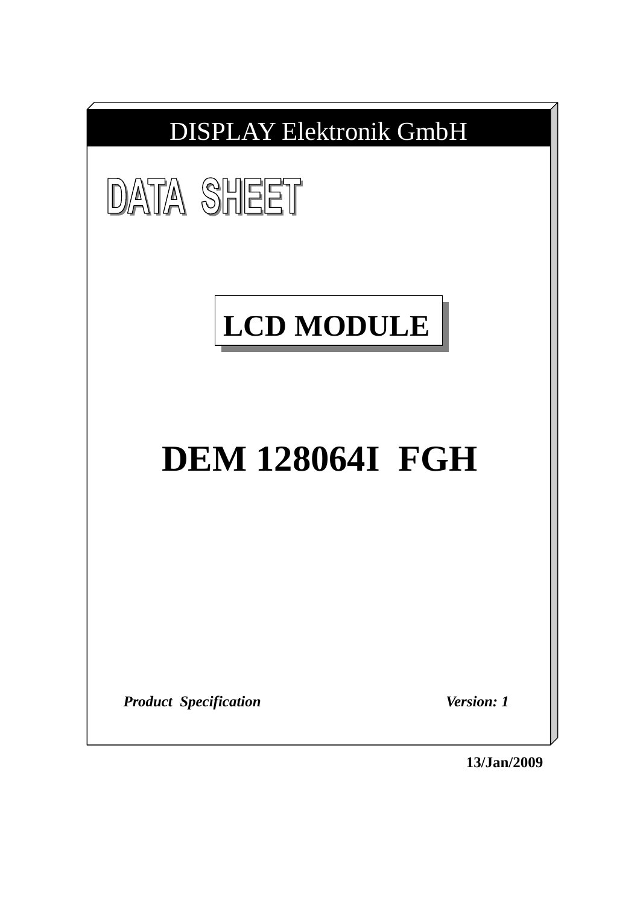DISPLAY Elektronik GmbH

# DATA SHEET

## LCD MODULE

# DEM 128064I FGH

***Product Specification*** ***Version: 1***

**13/Jan/2009**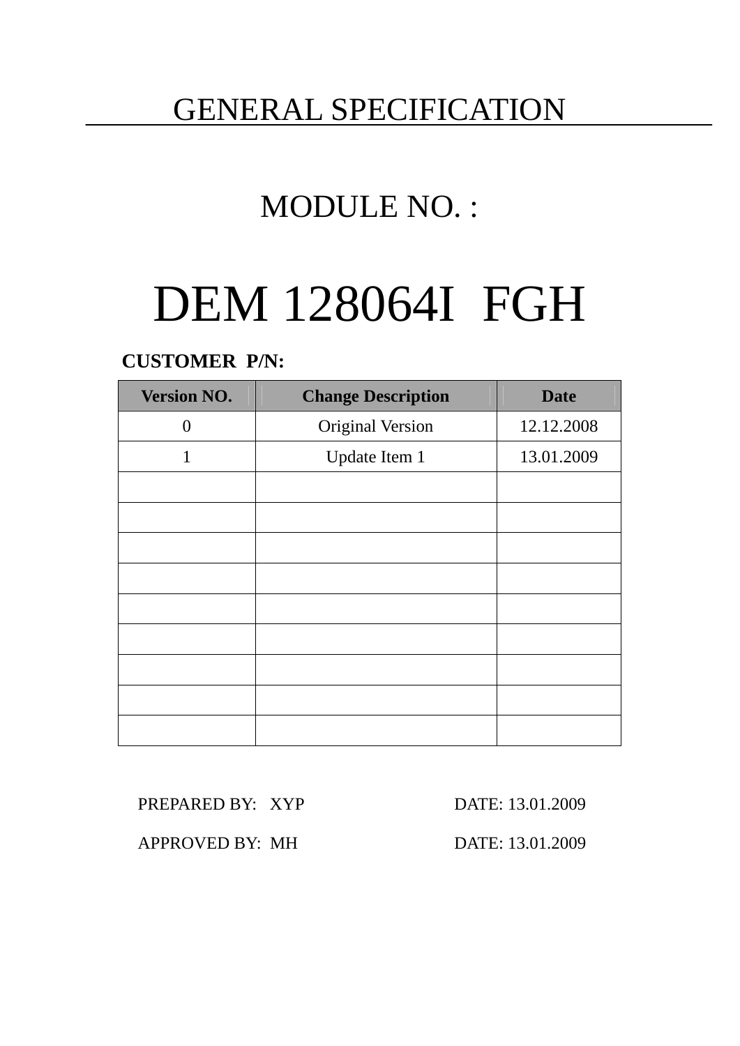# GENERAL SPECIFICATION

## MODULE NO. :

# DEM 128064I FGH

**CUSTOMER P/N:**

| Version NO. | Change Description | Date |
|---|---|---|
| 0 | Original Version | 12.12.2008 |
| 1 | Update Item 1 | 13.01.2009 |
| | | |
| | | |
| | | |
| | | |
| | | |
| | | |
| | | |
| | | |
| | | |

PREPARED BY: XYP DATE: 13.01.2009

APPROVED BY: MH DATE: 13.01.2009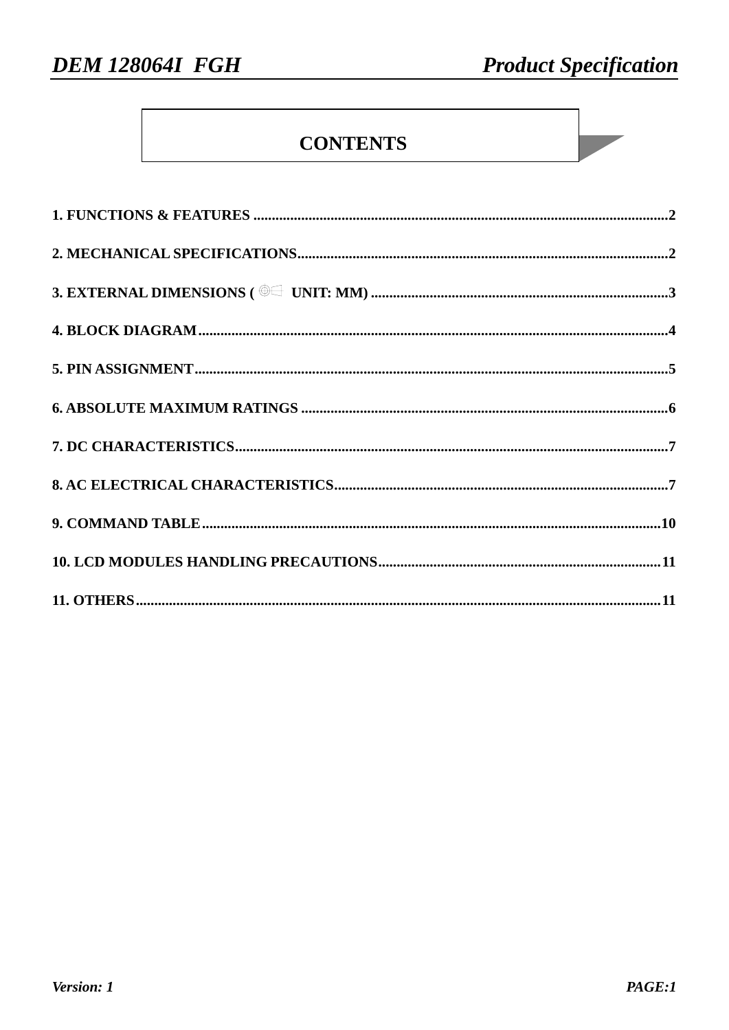# CONTENTS

1. FUNCTIONS & FEATURES ................................................................................................................2

2. MECHANICAL SPECIFICATIONS....................................................................................................2

3. EXTERNAL DIMENSIONS ( ⊕◁ UNIT: MM) .................................................................................3

4. BLOCK DIAGRAM...............................................................................................................................4

5. PIN ASSIGNMENT................................................................................................................................5

6. ABSOLUTE MAXIMUM RATINGS ...................................................................................................6

7. DC CHARACTERISTICS......................................................................................................................7

8. AC ELECTRICAL CHARACTERISTICS...........................................................................................7

9. COMMAND TABLE............................................................................................................................10

10. LCD MODULES HANDLING PRECAUTIONS............................................................................11

11. OTHERS..............................................................................................................................................11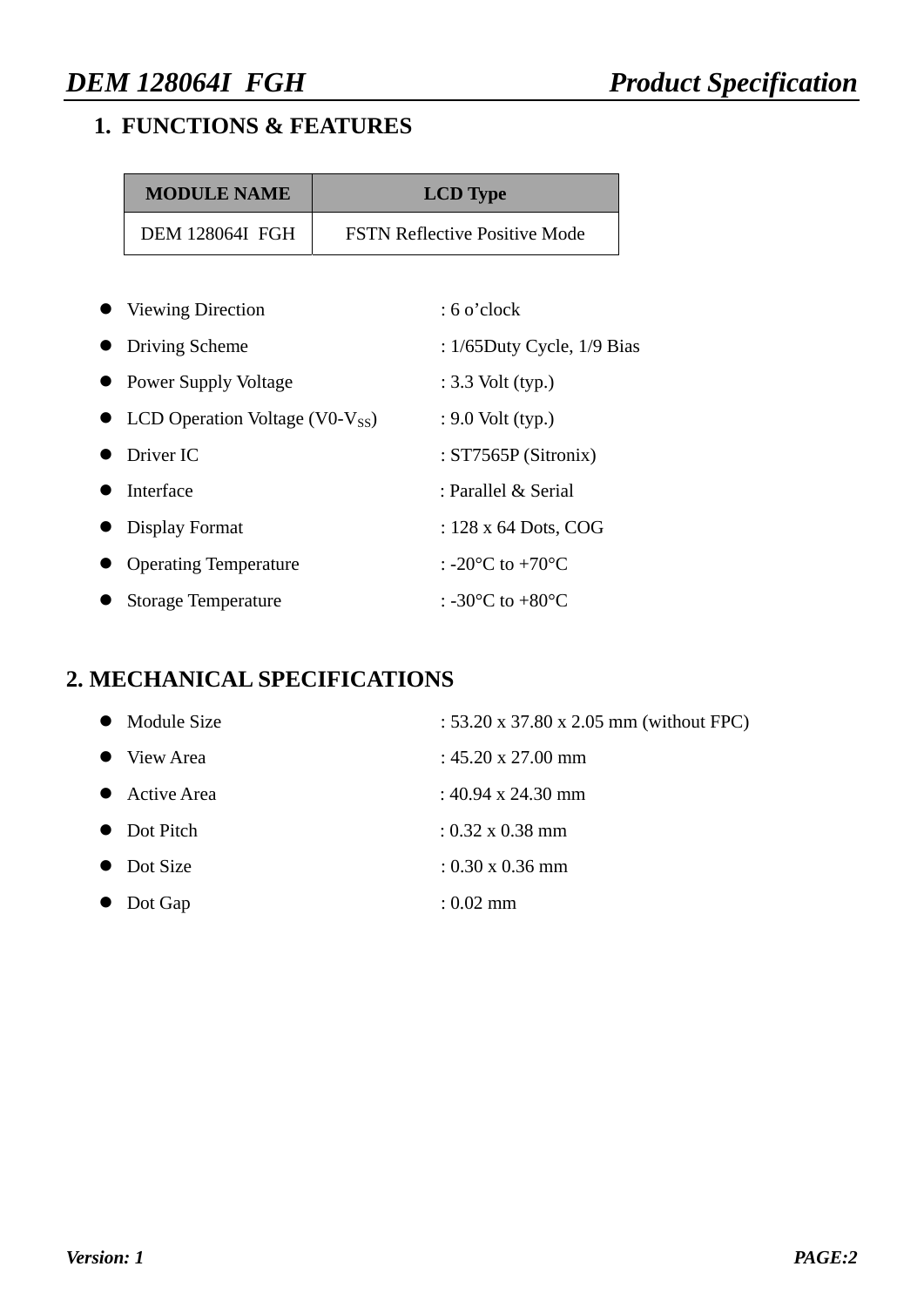## 1. FUNCTIONS & FEATURES

| MODULE NAME | LCD Type |
|---|---|
| DEM 128064I FGH | FSTN Reflective Positive Mode |

- Viewing Direction : 6 o’clock
- Driving Scheme : 1/65Duty Cycle, 1/9 Bias
- Power Supply Voltage : 3.3 Volt (typ.)
- LCD Operation Voltage (V0-$V_{SS}$) : 9.0 Volt (typ.)
- Driver IC : ST7565P (Sitronix)
- Interface : Parallel & Serial
- Display Format : 128 x 64 Dots, COG
- Operating Temperature : -20°C to +70°C
- Storage Temperature : -30°C to +80°C

## 2. MECHANICAL SPECIFICATIONS

- Module Size : 53.20 x 37.80 x 2.05 mm (without FPC)
- View Area : 45.20 x 27.00 mm
- Active Area : 40.94 x 24.30 mm
- Dot Pitch : 0.32 x 0.38 mm
- Dot Size : 0.30 x 0.36 mm
- Dot Gap : 0.02 mm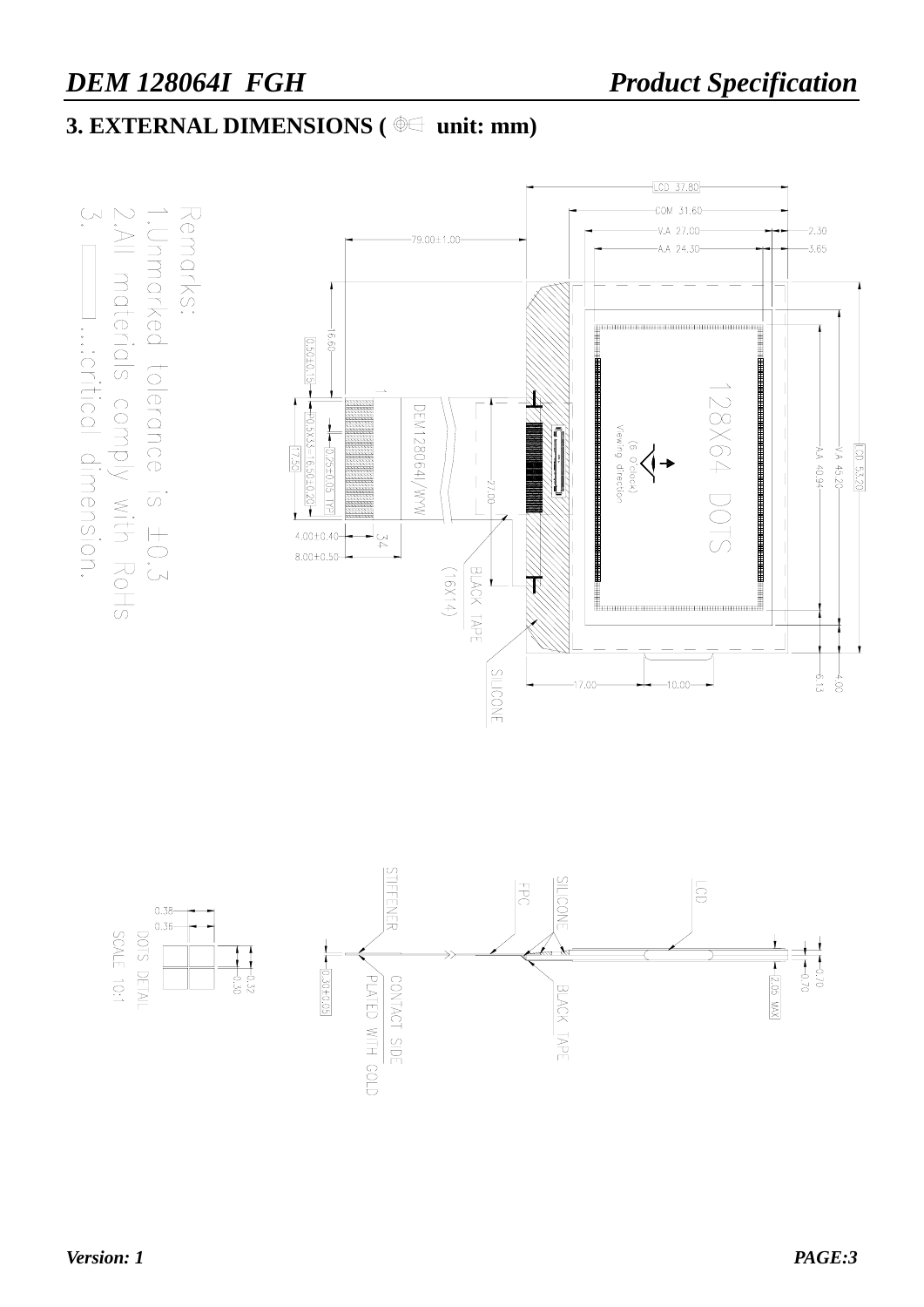## 3. EXTERNAL DIMENSIONS ( unit: mm)

Remarks:

1. Unmarked tolerance is ±0.3
2. All materials comply with RoHS
3. ▭ ...critical dimension.

LCD 37.80
COM 31.60
V.A 27.00
A.A 24.30
79.00±1.00
2.30
3.65
16.60
0.50±0.15
0.5X35=16.50±0.20
0.25±0.05 TYP
17.50
4.00±0.40
34
8.00±0.50
DEM128064I/WYW
27.00
BLACK TAPE
(16X14)
SILICONE
128X64 DOTS
(6 O'clock)
Viewing direction
LCD 53.20
V.A 45.20
A.A 40.94
4.00
6.13
17.00
10.00

LCD
SILICONE
FPC
STIFFENER
BLACK TAPE
CONTACT SIDE
PLATED WITH GOLD
0.30±0.05
0.70
0.70
2.05 MAX

0.38
0.36
0.32
0.30
DOTS DETAIL
SCALE 10:1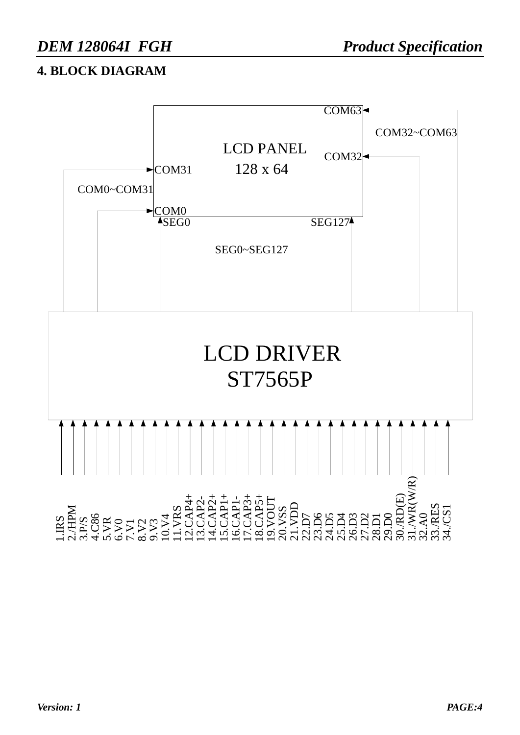## 4. BLOCK DIAGRAM

LCD PANEL
128 x 64

COM63

COM32~COM63

COM32

COM31

COM0~COM31

COM0

SEG0

SEG127

SEG0~SEG127

LCD DRIVER
ST7565P

1.IRS
2./HPM
3.P/S
4.C86
5.VR
6.V0
7.V1
8.V2
9.V3
10.V4
11.VRS
12.CAP4+
13.CAP2-
14.CAP2+
15.CAP1+
16.CAP1-
17.CAP3+
18.CAP5+
19.VOUT
20.VSS
21.VDD
22.D7
23.D6
24.D5
25.D4
26.D3
27.D2
28.D1
29.D0
30./RD(E)
31./WR(W/R)
32.A0
33./RES
34./CS1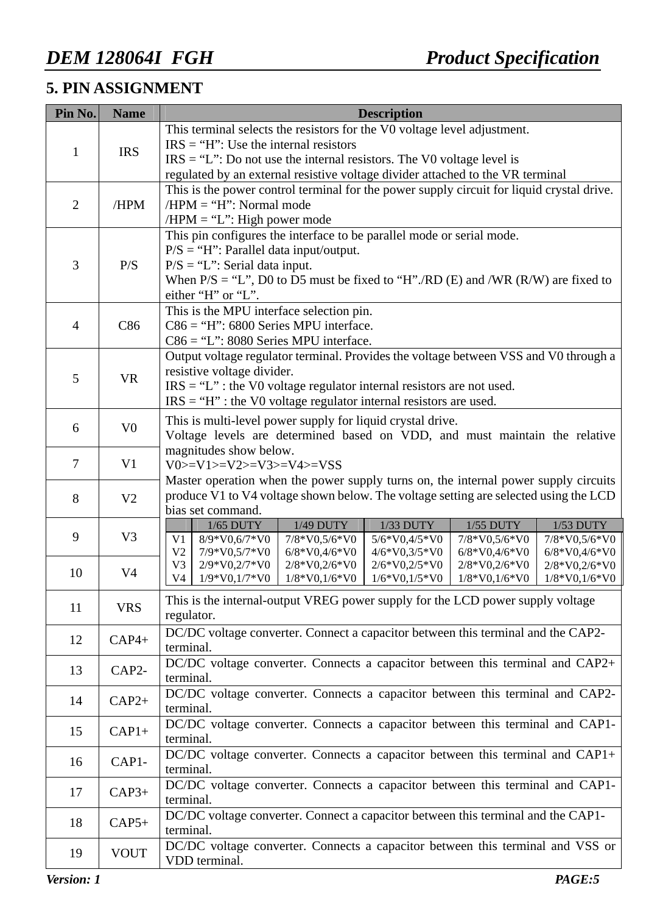## 5. PIN ASSIGNMENT

| Pin No. | Name | Description |
|---|---|---|
| 1 | IRS | This terminal selects the resistors for the V0 voltage level adjustment.<br>IRS = "H": Use the internal resistors<br>IRS = "L": Do not use the internal resistors. The V0 voltage level is regulated by an external resistive voltage divider attached to the VR terminal |
| 2 | /HPM | This is the power control terminal for the power supply circuit for liquid crystal drive.<br>/HPM = "H": Normal mode<br>/HPM = "L": High power mode |
| 3 | P/S | This pin configures the interface to be parallel mode or serial mode.<br>P/S = "H": Parallel data input/output.<br>P/S = "L": Serial data input.<br>When P/S = "L", D0 to D5 must be fixed to "H"./RD (E) and /WR (R/W) are fixed to either "H" or "L". |
| 4 | C86 | This is the MPU interface selection pin.<br>C86 = "H": 6800 Series MPU interface.<br>C86 = "L": 8080 Series MPU interface. |
| 5 | VR | Output voltage regulator terminal. Provides the voltage between VSS and V0 through a resistive voltage divider.<br>IRS = "L" : the V0 voltage regulator internal resistors are not used.<br>IRS = "H" : the V0 voltage regulator internal resistors are used. |
| 6 | V0 | This is multi-level power supply for liquid crystal drive.<br>Voltage levels are determined based on VDD, and must maintain the relative magnitudes show below.<br>V0>=V1>=V2>=V3>=V4>=VSS<br>Master operation when the power supply turns on, the internal power supply circuits produce V1 to V4 voltage shown below. The voltage setting are selected using the LCD bias set command. |
| 7 | V1 | |
| 8 | V2 | |
| 9 | V3 | |
| 10 | V4 | |
| 11 | VRS | This is the internal-output VREG power supply for the LCD power supply voltage regulator. |
| 12 | CAP4+ | DC/DC voltage converter. Connect a capacitor between this terminal and the CAP2- terminal. |
| 13 | CAP2- | DC/DC voltage converter. Connects a capacitor between this terminal and CAP2+ terminal. |
| 14 | CAP2+ | DC/DC voltage converter. Connects a capacitor between this terminal and CAP2- terminal. |
| 15 | CAP1+ | DC/DC voltage converter. Connects a capacitor between this terminal and CAP1- terminal. |
| 16 | CAP1- | DC/DC voltage converter. Connects a capacitor between this terminal and CAP1+ terminal. |
| 17 | CAP3+ | DC/DC voltage converter. Connects a capacitor between this terminal and CAP1- terminal. |
| 18 | CAP5+ | DC/DC voltage converter. Connect a capacitor between this terminal and the CAP1- terminal. |
| 19 | VOUT | DC/DC voltage converter. Connects a capacitor between this terminal and VSS or VDD terminal. |

| | 1/65 DUTY | 1/49 DUTY | 1/33 DUTY | 1/55 DUTY | 1/53 DUTY |
|---|---|---|---|---|---|
| V1 | 8/9*V0,6/7*V0 | 7/8*V0,5/6*V0 | 5/6*V0,4/5*V0 | 7/8*V0,5/6*V0 | 7/8*V0,5/6*V0 |
| V2 | 7/9*V0,5/7*V0 | 6/8*V0,4/6*V0 | 4/6*V0,3/5*V0 | 6/8*V0,4/6*V0 | 6/8*V0,4/6*V0 |
| V3 | 2/9*V0,2/7*V0 | 2/8*V0,2/6*V0 | 2/6*V0,2/5*V0 | 2/8*V0,2/6*V0 | 2/8*V0,2/6*V0 |
| V4 | 1/9*V0,1/7*V0 | 1/8*V0,1/6*V0 | 1/6*V0,1/5*V0 | 1/8*V0,1/6*V0 | 1/8*V0,1/6*V0 |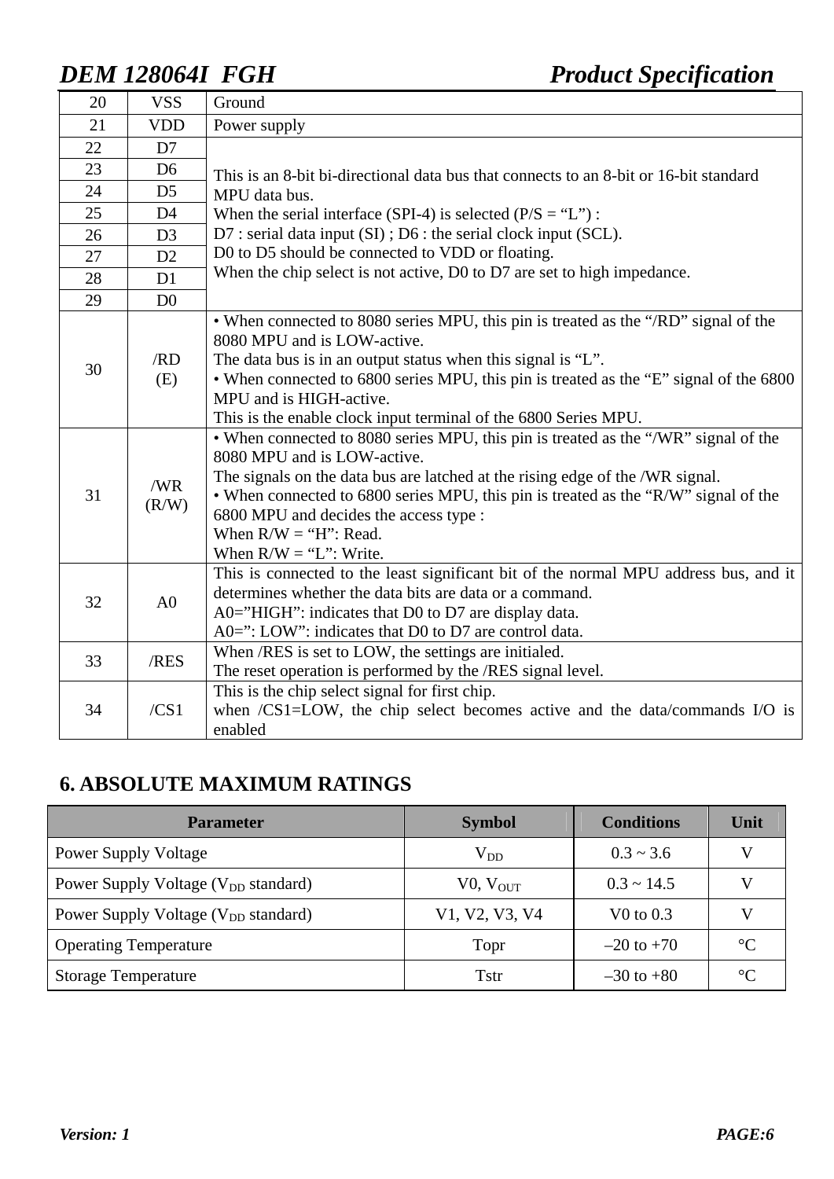| 20 | VSS | Ground |
|---|---|---|
| 21 | VDD | Power supply |
| 22 | D7 | This is an 8-bit bi-directional data bus that connects to an 8-bit or 16-bit standard MPU data bus.<br>When the serial interface (SPI-4) is selected (P/S = "L") :<br>D7 : serial data input (SI) ; D6 : the serial clock input (SCL).<br>D0 to D5 should be connected to VDD or floating.<br>When the chip select is not active, D0 to D7 are set to high impedance. |
| 23 | D6 | |
| 24 | D5 | |
| 25 | D4 | |
| 26 | D3 | |
| 27 | D2 | |
| 28 | D1 | |
| 29 | D0 | |
| 30 | /RD<br>(E) | • When connected to 8080 series MPU, this pin is treated as the "/RD" signal of the 8080 MPU and is LOW-active.<br>The data bus is in an output status when this signal is "L".<br>• When connected to 6800 series MPU, this pin is treated as the "E" signal of the 6800 MPU and is HIGH-active.<br>This is the enable clock input terminal of the 6800 Series MPU. |
| 31 | /WR<br>(R/W) | • When connected to 8080 series MPU, this pin is treated as the "/WR" signal of the 8080 MPU and is LOW-active.<br>The signals on the data bus are latched at the rising edge of the /WR signal.<br>• When connected to 6800 series MPU, this pin is treated as the "R/W" signal of the 6800 MPU and decides the access type :<br>When R/W = "H": Read.<br>When R/W = "L": Write. |
| 32 | A0 | This is connected to the least significant bit of the normal MPU address bus, and it determines whether the data bits are data or a command.<br>A0="HIGH": indicates that D0 to D7 are display data.<br>A0=": LOW": indicates that D0 to D7 are control data. |
| 33 | /RES | When /RES is set to LOW, the settings are initialed.<br>The reset operation is performed by the /RES signal level. |
| 34 | /CS1 | This is the chip select signal for first chip.<br>when /CS1=LOW, the chip select becomes active and the data/commands I/O is enabled |

## 6. ABSOLUTE MAXIMUM RATINGS

| Parameter | Symbol | Conditions | Unit |
|---|---|---|---|
| Power Supply Voltage | $V_{DD}$ | 0.3 ~ 3.6 | V |
| Power Supply Voltage ($V_{DD}$ standard) | V0, $V_{OUT}$ | 0.3 ~ 14.5 | V |
| Power Supply Voltage ($V_{DD}$ standard) | V1, V2, V3, V4 | V0 to 0.3 | V |
| Operating Temperature | Topr | –20 to +70 | °C |
| Storage Temperature | Tstr | –30 to +80 | °C |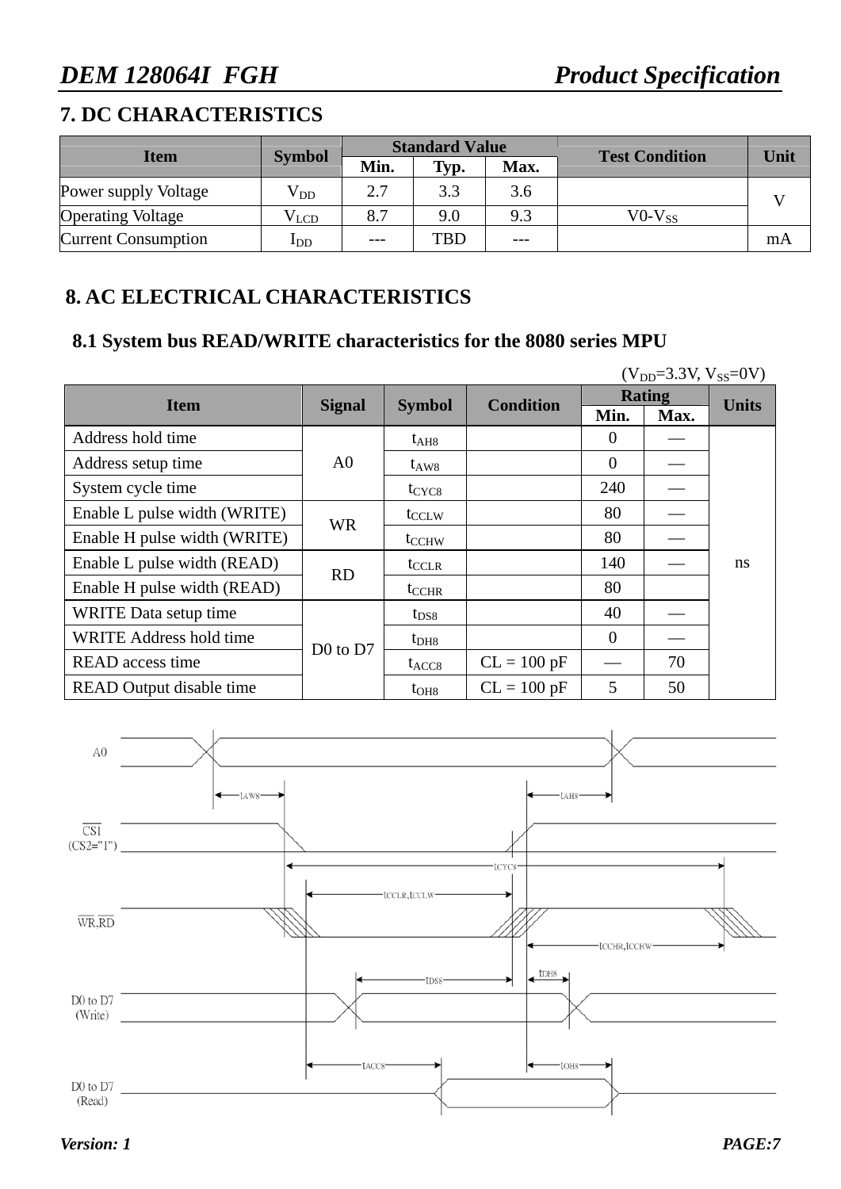## 7. DC CHARACTERISTICS

| Item | Symbol | Standard Value | | | Test Condition | Unit |
|---|---|---|---|---|---|---|
| | | Min. | Typ. | Max. | | |
| Power supply Voltage | $V_{DD}$ | 2.7 | 3.3 | 3.6 | | V |
| Operating Voltage | $V_{LCD}$ | 8.7 | 9.0 | 9.3 | V0-$V_{SS}$ | V |
| Current Consumption | $I_{DD}$ | --- | TBD | --- | | mA |

## 8. AC ELECTRICAL CHARACTERISTICS

### 8.1 System bus READ/WRITE characteristics for the 8080 series MPU

($V_{DD}$=3.3V, $V_{SS}$=0V)

| Item | Signal | Symbol | Condition | Rating | | Units |
|---|---|---|---|---|---|---|
| | | | | Min. | Max. | |
| Address hold time | A0 | $t_{AH8}$ | | 0 | — | ns |
| Address setup time | A0 | $t_{AW8}$ | | 0 | — | ns |
| System cycle time | A0 | $t_{CYC8}$ | | 240 | — | ns |
| Enable L pulse width (WRITE) | WR | $t_{CCLW}$ | | 80 | — | ns |
| Enable H pulse width (WRITE) | WR | $t_{CCHW}$ | | 80 | — | ns |
| Enable L pulse width (READ) | RD | $t_{CCLR}$ | | 140 | — | ns |
| Enable H pulse width (READ) | RD | $t_{CCHR}$ | | 80 | | ns |
| WRITE Data setup time | D0 to D7 | $t_{DS8}$ | | 40 | — | ns |
| WRITE Address hold time | D0 to D7 | $t_{DH8}$ | | 0 | — | ns |
| READ access time | D0 to D7 | $t_{ACC8}$ | CL = 100 pF | — | 70 | ns |
| READ Output disable time | D0 to D7 | $t_{OH8}$ | CL = 100 pF | 5 | 50 | ns |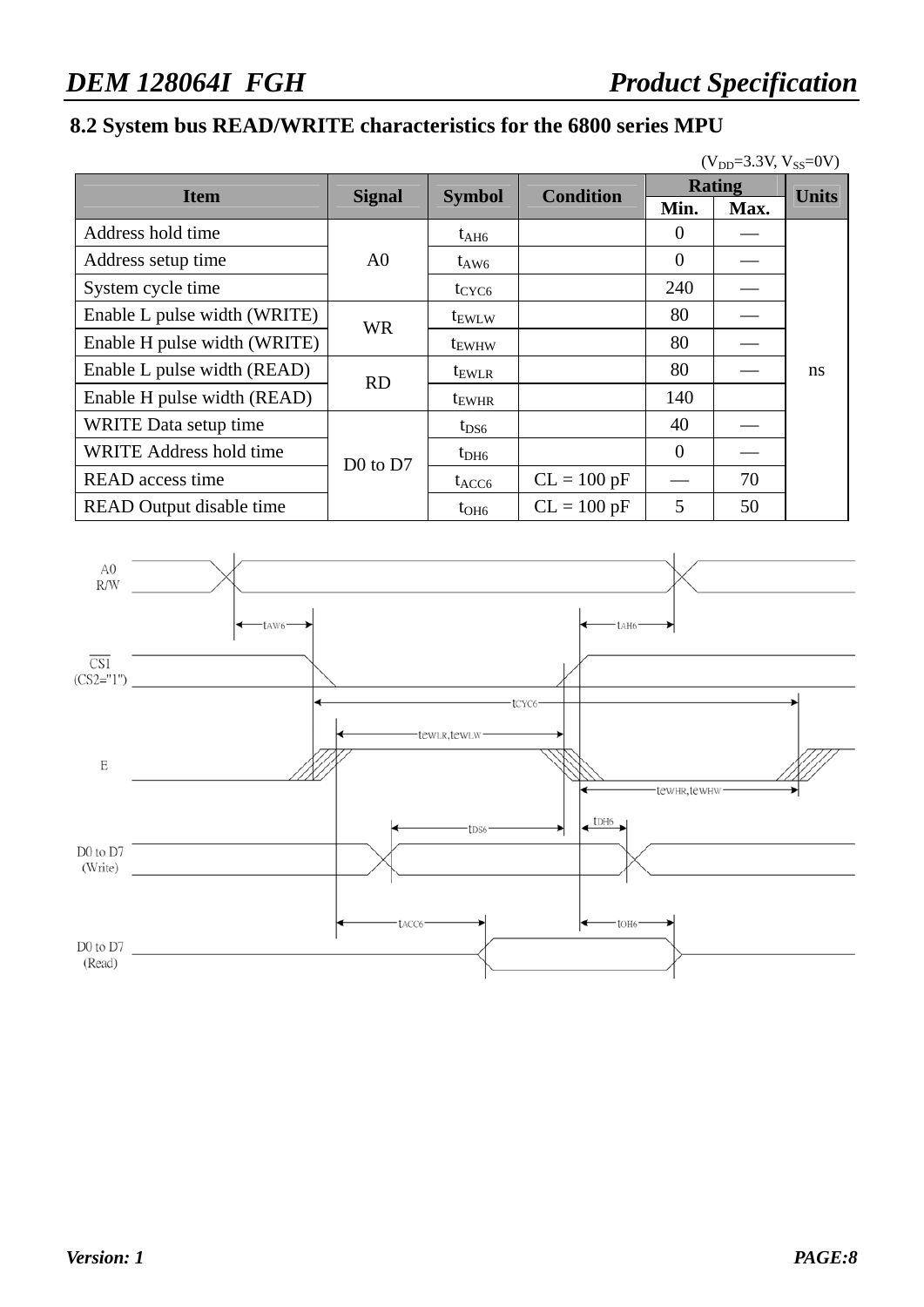## 8.2 System bus READ/WRITE characteristics for the 6800 series MPU

($V_{DD}$=3.3V, $V_{SS}$=0V)

| Item | Signal | Symbol | Condition | Rating | | Units |
|---|---|---|---|---|---|---|
| | | | | Min. | Max. | |
| Address hold time | A0 | $t_{AH6}$ | | 0 | — | ns |
| Address setup time | | $t_{AW6}$ | | 0 | — | |
| System cycle time | | $t_{CYC6}$ | | 240 | — | |
| Enable L pulse width (WRITE) | WR | $t_{EWLW}$ | | 80 | — | |
| Enable H pulse width (WRITE) | | $t_{EWHW}$ | | 80 | — | |
| Enable L pulse width (READ) | RD | $t_{EWLR}$ | | 80 | — | |
| Enable H pulse width (READ) | | $t_{EWHR}$ | | 140 | | |
| WRITE Data setup time | D0 to D7 | $t_{DS6}$ | | 40 | — | |
| WRITE Address hold time | | $t_{DH6}$ | | 0 | — | |
| READ access time | | $t_{ACC6}$ | CL = 100 pF | — | 70 | |
| READ Output disable time | | $t_{OH6}$ | CL = 100 pF | 5 | 50 | |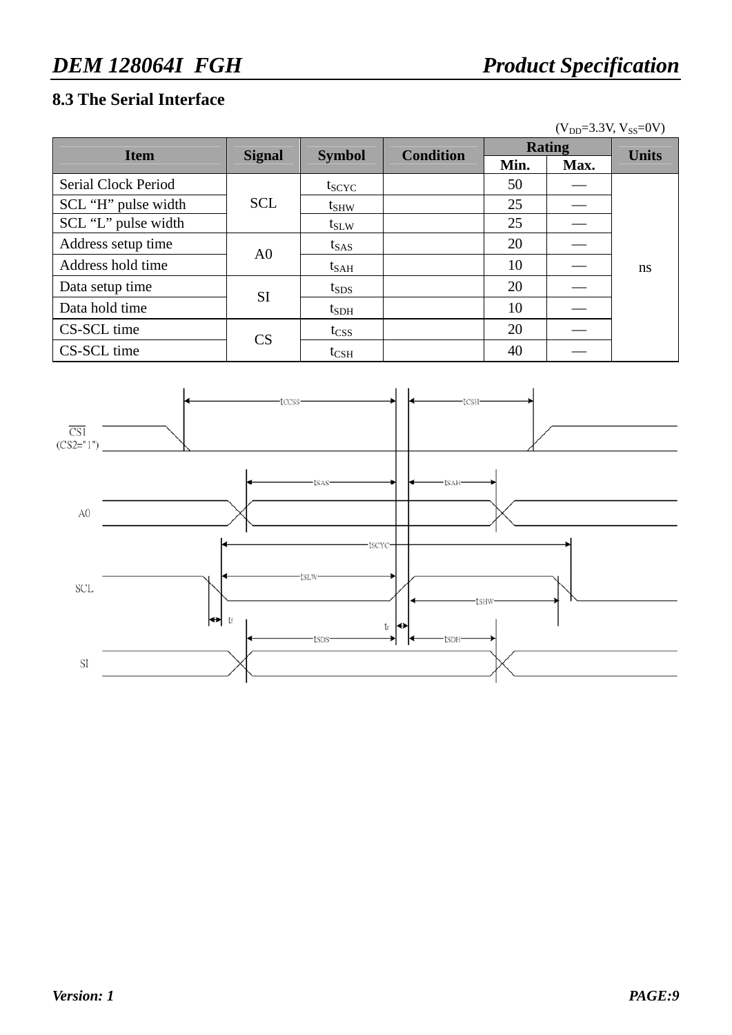## 8.3 The Serial Interface

($V_{DD}$=3.3V, $V_{SS}$=0V)

| Item | Signal | Symbol | Condition | Rating | | Units |
|---|---|---|---|---|---|---|
| | | | | Min. | Max. | |
| Serial Clock Period | SCL | $t_{SCYC}$ | | 50 | — | ns |
| SCL “H” pulse width | | $t_{SHW}$ | | 25 | — | |
| SCL “L” pulse width | | $t_{SLW}$ | | 25 | — | |
| Address setup time | A0 | $t_{SAS}$ | | 20 | — | |
| Address hold time | | $t_{SAH}$ | | 10 | — | |
| Data setup time | SI | $t_{SDS}$ | | 20 | — | |
| Data hold time | | $t_{SDH}$ | | 10 | — | |
| CS-SCL time | CS | $t_{CSS}$ | | 20 | — | |
| CS-SCL time | | $t_{CSH}$ | | 40 | — | |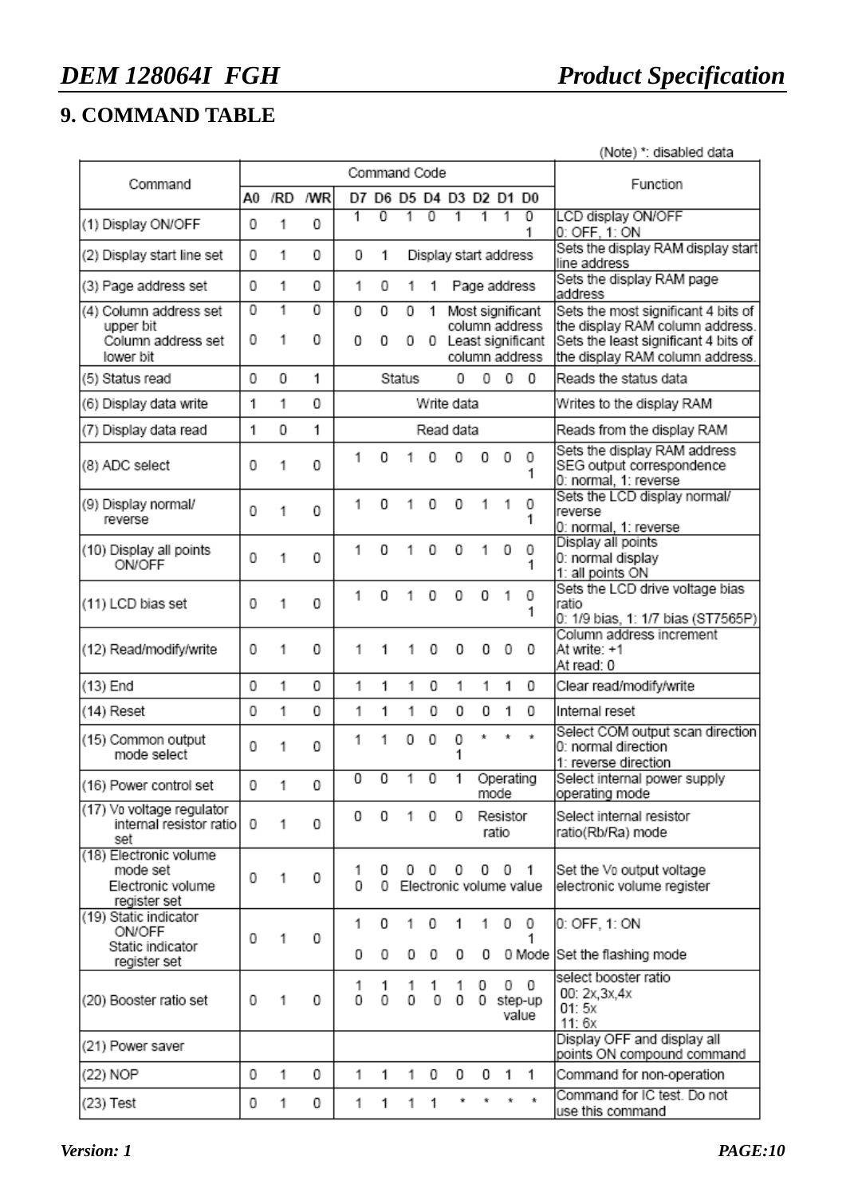## 9. COMMAND TABLE

(Note) *: disabled data

| Command | Command Code | | | | | | | | | | | Function |
|---|---|---|---|---|---|---|---|---|---|---|---|---|
| | A0 | /RD | /WR | D7 | D6 | D5 | D4 | D3 | D2 | D1 | D0 | |
| (1) Display ON/OFF | 0 | 1 | 0 | 1 | 0 | 1 | 0 | 1 | 1 | 1 | 0<br>1 | LCD display ON/OFF<br>0: OFF, 1: ON |
| (2) Display start line set | 0 | 1 | 0 | 0 | 1 | Display start address | | | | | | Sets the display RAM display start line address |
| (3) Page address set | 0 | 1 | 0 | 1 | 0 | 1 | 1 | Page address | | | | Sets the display RAM page address |
| (4) Column address set upper bit<br>Column address set lower bit | 0<br>0 | 1<br>1 | 0<br>0 | 0<br>0 | 0<br>0 | 0<br>0 | 1<br>0 | Most significant column address<br>Least significant column address | | | | Sets the most significant 4 bits of the display RAM column address.<br>Sets the least significant 4 bits of the display RAM column address. |
| (5) Status read | 0 | 0 | 1 | Status | | | | 0 | 0 | 0 | 0 | Reads the status data |
| (6) Display data write | 1 | 1 | 0 | Write data | | | | | | | | Writes to the display RAM |
| (7) Display data read | 1 | 0 | 1 | Read data | | | | | | | | Reads from the display RAM |
| (8) ADC select | 0 | 1 | 0 | 1 | 0 | 1 | 0 | 0 | 0 | 0 | 0<br>1 | Sets the display RAM address SEG output correspondence<br>0: normal, 1: reverse |
| (9) Display normal/ reverse | 0 | 1 | 0 | 1 | 0 | 1 | 0 | 0 | 1 | 1 | 0<br>1 | Sets the LCD display normal/ reverse<br>0: normal, 1: reverse |
| (10) Display all points ON/OFF | 0 | 1 | 0 | 1 | 0 | 1 | 0 | 0 | 1 | 0 | 0<br>1 | Display all points<br>0: normal display<br>1: all points ON |
| (11) LCD bias set | 0 | 1 | 0 | 1 | 0 | 1 | 0 | 0 | 0 | 1 | 0<br>1 | Sets the LCD drive voltage bias ratio<br>0: 1/9 bias, 1: 1/7 bias (ST7565P) |
| (12) Read/modify/write | 0 | 1 | 0 | 1 | 1 | 1 | 0 | 0 | 0 | 0 | 0 | Column address increment<br>At write: +1<br>At read: 0 |
| (13) End | 0 | 1 | 0 | 1 | 1 | 1 | 0 | 1 | 1 | 1 | 0 | Clear read/modify/write |
| (14) Reset | 0 | 1 | 0 | 1 | 1 | 1 | 0 | 0 | 0 | 1 | 0 | Internal reset |
| (15) Common output mode select | 0 | 1 | 0 | 1 | 1 | 0 | 0 | 0<br>1 | * | * | * | Select COM output scan direction<br>0: normal direction<br>1: reverse direction |
| (16) Power control set | 0 | 1 | 0 | 0 | 0 | 1 | 0 | 1 | Operating mode | | | Select internal power supply operating mode |
| (17) $V_0$ voltage regulator internal resistor ratio set | 0 | 1 | 0 | 0 | 0 | 1 | 0 | 0 | Resistor ratio | | | Select internal resistor ratio(Rb/Ra) mode |
| (18) Electronic volume mode set<br>Electronic volume register set | 0 | 1 | 0 | 1<br>0 | 0<br>0 | 0<br>Electronic volume value | 0 | 0 | 0 | 0 | 1 | Set the $V_0$ output voltage electronic volume register |
| (19) Static indicator ON/OFF<br>Static indicator register set | 0 | 1 | 0 | 1<br>0 | 0<br>0 | 1<br>0 | 0<br>0 | 1<br>0 | 1<br>0 | 0<br>0 | 0<br>1<br>Mode | 0: OFF, 1: ON<br>Set the flashing mode |
| (20) Booster ratio set | 0 | 1 | 0 | 1<br>0 | 1<br>0 | 1<br>0 | 1<br>0 | 1<br>0 | 0<br>0 | 0<br>step-up value | 0 | select booster ratio<br>00: 2x,3x,4x<br>01: 5x<br>11: 6x |
| (21) Power saver | | | | | | | | | | | | Display OFF and display all points ON compound command |
| (22) NOP | 0 | 1 | 0 | 1 | 1 | 1 | 0 | 0 | 0 | 1 | 1 | Command for non-operation |
| (23) Test | 0 | 1 | 0 | 1 | 1 | 1 | 1 | * | * | * | * | Command for IC test. Do not use this command |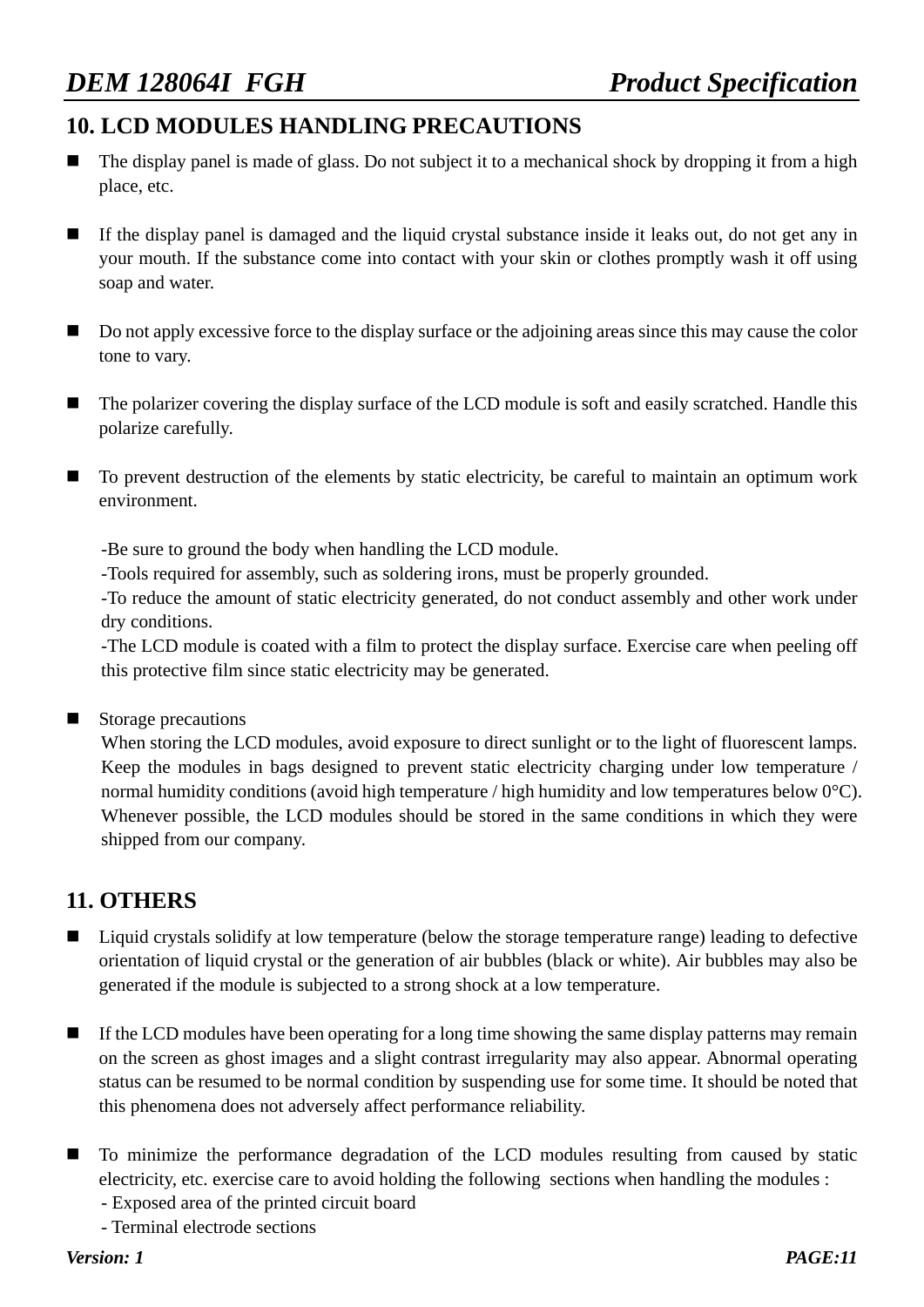## 10. LCD MODULES HANDLING PRECAUTIONS

- The display panel is made of glass. Do not subject it to a mechanical shock by dropping it from a high place, etc.

- If the display panel is damaged and the liquid crystal substance inside it leaks out, do not get any in your mouth. If the substance come into contact with your skin or clothes promptly wash it off using soap and water.

- Do not apply excessive force to the display surface or the adjoining areas since this may cause the color tone to vary.

- The polarizer covering the display surface of the LCD module is soft and easily scratched. Handle this polarize carefully.

- To prevent destruction of the elements by static electricity, be careful to maintain an optimum work environment.

  -Be sure to ground the body when handling the LCD module.
  -Tools required for assembly, such as soldering irons, must be properly grounded.
  -To reduce the amount of static electricity generated, do not conduct assembly and other work under dry conditions.
  -The LCD module is coated with a film to protect the display surface. Exercise care when peeling off this protective film since static electricity may be generated.

- Storage precautions
  When storing the LCD modules, avoid exposure to direct sunlight or to the light of fluorescent lamps. Keep the modules in bags designed to prevent static electricity charging under low temperature / normal humidity conditions (avoid high temperature / high humidity and low temperatures below 0°C). Whenever possible, the LCD modules should be stored in the same conditions in which they were shipped from our company.

## 11. OTHERS

- Liquid crystals solidify at low temperature (below the storage temperature range) leading to defective orientation of liquid crystal or the generation of air bubbles (black or white). Air bubbles may also be generated if the module is subjected to a strong shock at a low temperature.

- If the LCD modules have been operating for a long time showing the same display patterns may remain on the screen as ghost images and a slight contrast irregularity may also appear. Abnormal operating status can be resumed to be normal condition by suspending use for some time. It should be noted that this phenomena does not adversely affect performance reliability.

- To minimize the performance degradation of the LCD modules resulting from caused by static electricity, etc. exercise care to avoid holding the following sections when handling the modules :
  - Exposed area of the printed circuit board
  - Terminal electrode sections